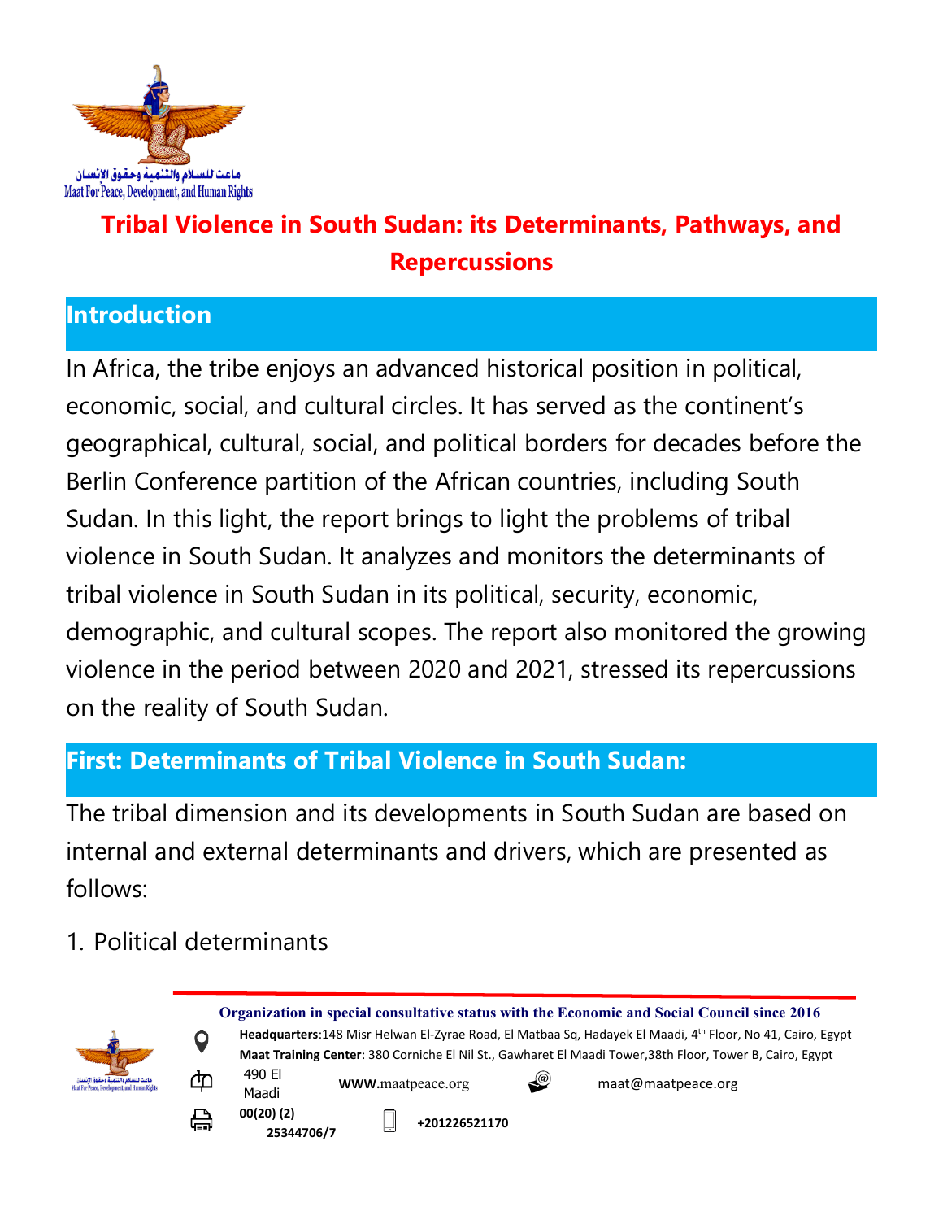# Tribal Violence in South Sudan: its Determinants, Pathways, and Repercussions

## Introduction

In Africa, the tribe enjoys an advanced historical position in political, economic, social, and cultural circles. It has served as the continent's geographical, cultural, social, and political borders for decades before the Berlin Conference partition of the African countries, including South Sudan. In this light, the report brings to light the problems of tribal violence in South Sudan. It analyzes and monitors the determinants of tribal violence in South Sudan in its political, security, economic, demographic, and cultural scopes. The report also monitored the growing violence in the period between 2020 and 2021, stressed its repercussions on the reality of South Sudan.

## First: Determinants of Tribal Violence in South Sudan:

The tribal dimension and its developments in South Sudan are based on internal and external determinants and drivers, which are presented as follows:

1. Political determinants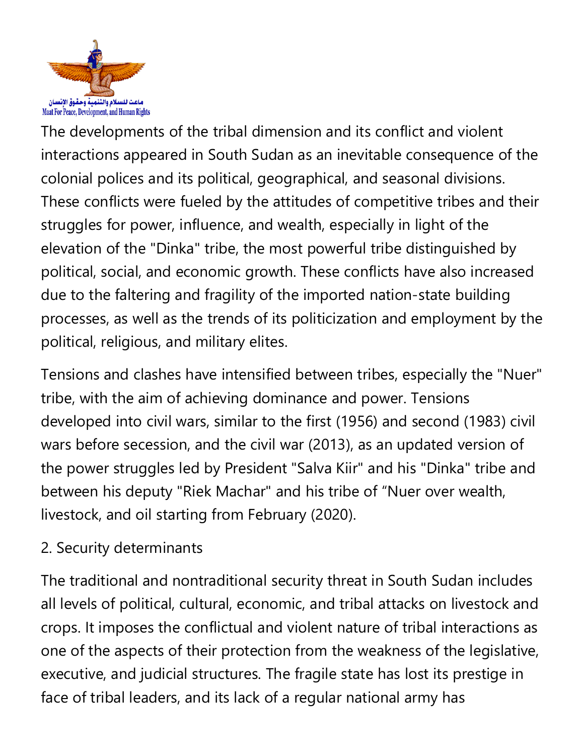The developments of the tribal dimension and its conflict and violent interactions appeared in South Sudan as an inevitable consequence of the colonial polices and its political, geographical, and seasonal divisions. These conflicts were fueled by the attitudes of competitive tribes and their struggles for power, influence, and wealth, especially in light of the elevation of the "Dinka" tribe, the most powerful tribe distinguished by political, social, and economic growth. These conflicts have also increased due to the faltering and fragility of the imported nation-state building processes, as well as the trends of its politicization and employment by the political, religious, and military elites.

Tensions and clashes have intensified between tribes, especially the "Nuer" tribe, with the aim of achieving dominance and power. Tensions developed into civil wars, similar to the first (1956) and second (1983) civil wars before secession, and the civil war (2013), as an updated version of the power struggles led by President "Salva Kiir" and his "Dinka" tribe and between his deputy "Riek Machar" and his tribe of “Nuer over wealth, livestock, and oil starting from February (2020).

## 2. Security determinants

The traditional and nontraditional security threat in South Sudan includes all levels of political, cultural, economic, and tribal attacks on livestock and crops. It imposes the conflictual and violent nature of tribal interactions as one of the aspects of their protection from the weakness of the legislative, executive, and judicial structures. The fragile state has lost its prestige in face of tribal leaders, and its lack of a regular national army has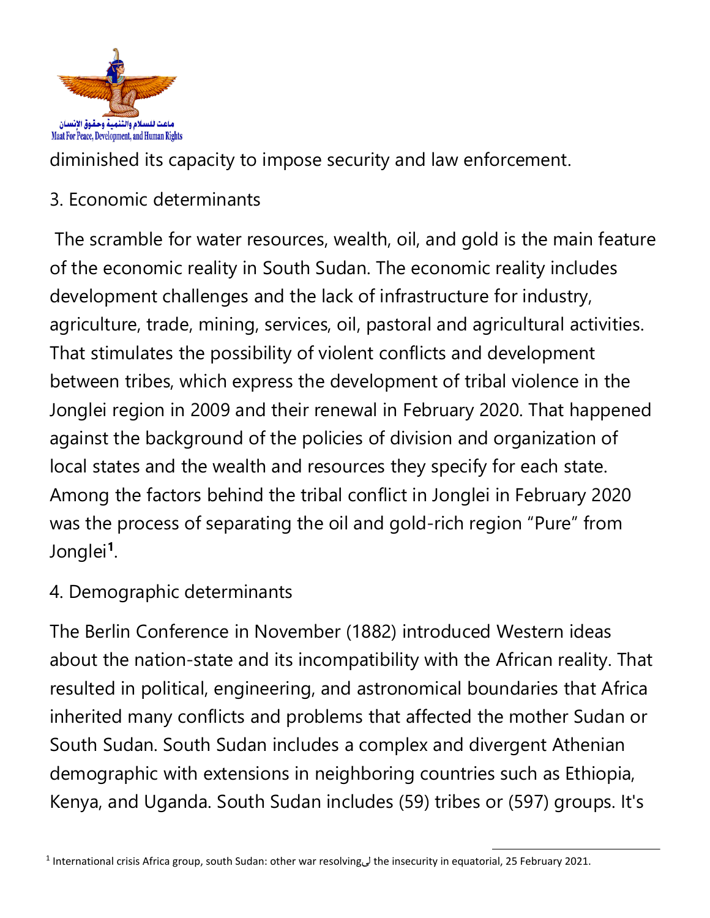diminished its capacity to impose security and law enforcement.

3. Economic determinants

The scramble for water resources, wealth, oil, and gold is the main feature of the economic reality in South Sudan. The economic reality includes development challenges and the lack of infrastructure for industry, agriculture, trade, mining, services, oil, pastoral and agricultural activities. That stimulates the possibility of violent conflicts and development between tribes, which express the development of tribal violence in the Jonglei region in 2009 and their renewal in February 2020. That happened against the background of the policies of division and organization of local states and the wealth and resources they specify for each state. Among the factors behind the tribal conflict in Jonglei in February 2020 was the process of separating the oil and gold-rich region "Pure" from Jonglei[1].

4. Demographic determinants

The Berlin Conference in November (1882) introduced Western ideas about the nation-state and its incompatibility with the African reality. That resulted in political, engineering, and astronomical boundaries that Africa inherited many conflicts and problems that affected the mother Sudan or South Sudan. South Sudan includes a complex and divergent Athenian demographic with extensions in neighboring countries such as Ethiopia, Kenya, and Uganda. South Sudan includes (59) tribes or (597) groups. It's

[1] International crisis Africa group, south Sudan: other war resolvingل the insecurity in equatorial, 25 February 2021.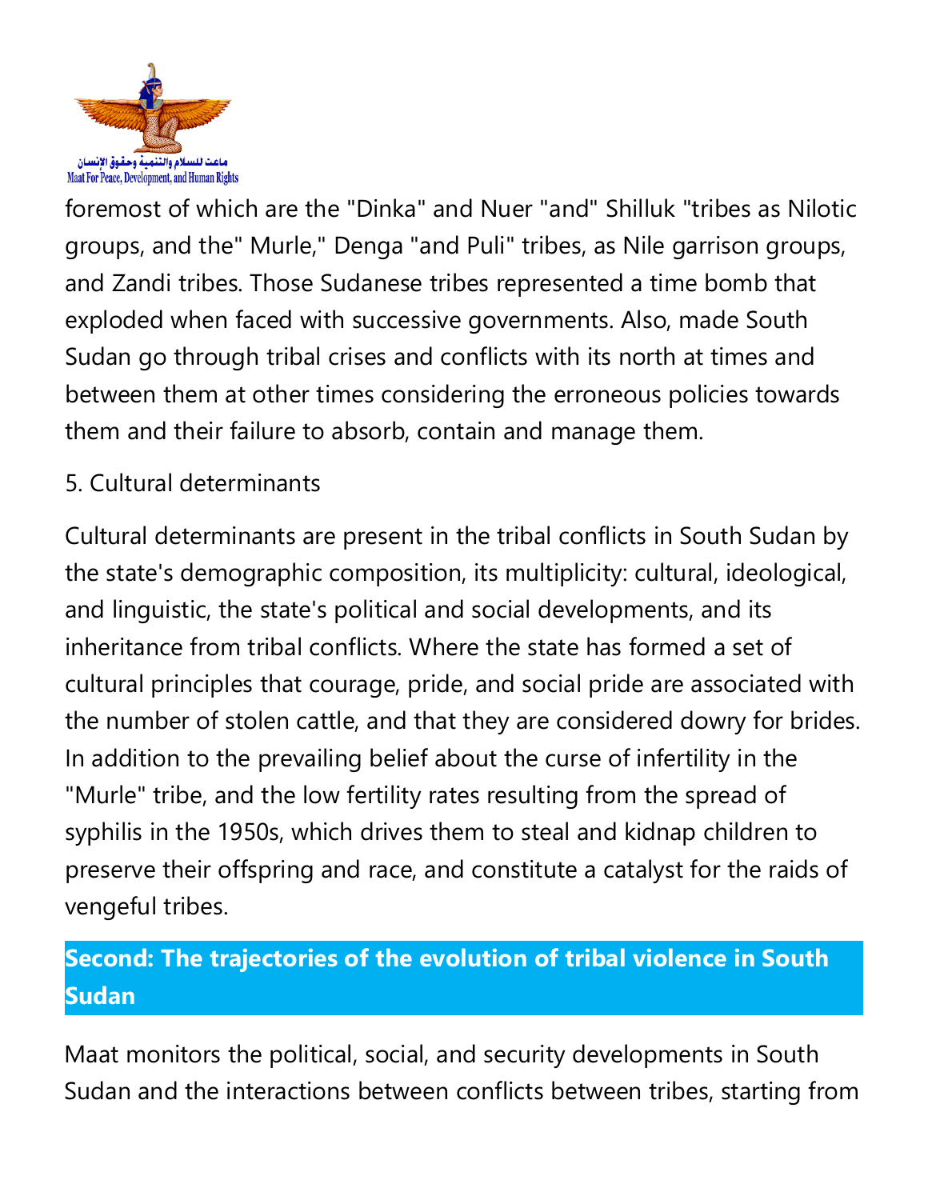foremost of which are the "Dinka" and Nuer "and" Shilluk "tribes as Nilotic groups, and the" Murle," Denga "and Puli" tribes, as Nile garrison groups, and Zandi tribes. Those Sudanese tribes represented a time bomb that exploded when faced with successive governments. Also, made South Sudan go through tribal crises and conflicts with its north at times and between them at other times considering the erroneous policies towards them and their failure to absorb, contain and manage them.

5. Cultural determinants

Cultural determinants are present in the tribal conflicts in South Sudan by the state's demographic composition, its multiplicity: cultural, ideological, and linguistic, the state's political and social developments, and its inheritance from tribal conflicts. Where the state has formed a set of cultural principles that courage, pride, and social pride are associated with the number of stolen cattle, and that they are considered dowry for brides. In addition to the prevailing belief about the curse of infertility in the "Murle" tribe, and the low fertility rates resulting from the spread of syphilis in the 1950s, which drives them to steal and kidnap children to preserve their offspring and race, and constitute a catalyst for the raids of vengeful tribes.

## Second: The trajectories of the evolution of tribal violence in South Sudan

Maat monitors the political, social, and security developments in South Sudan and the interactions between conflicts between tribes, starting from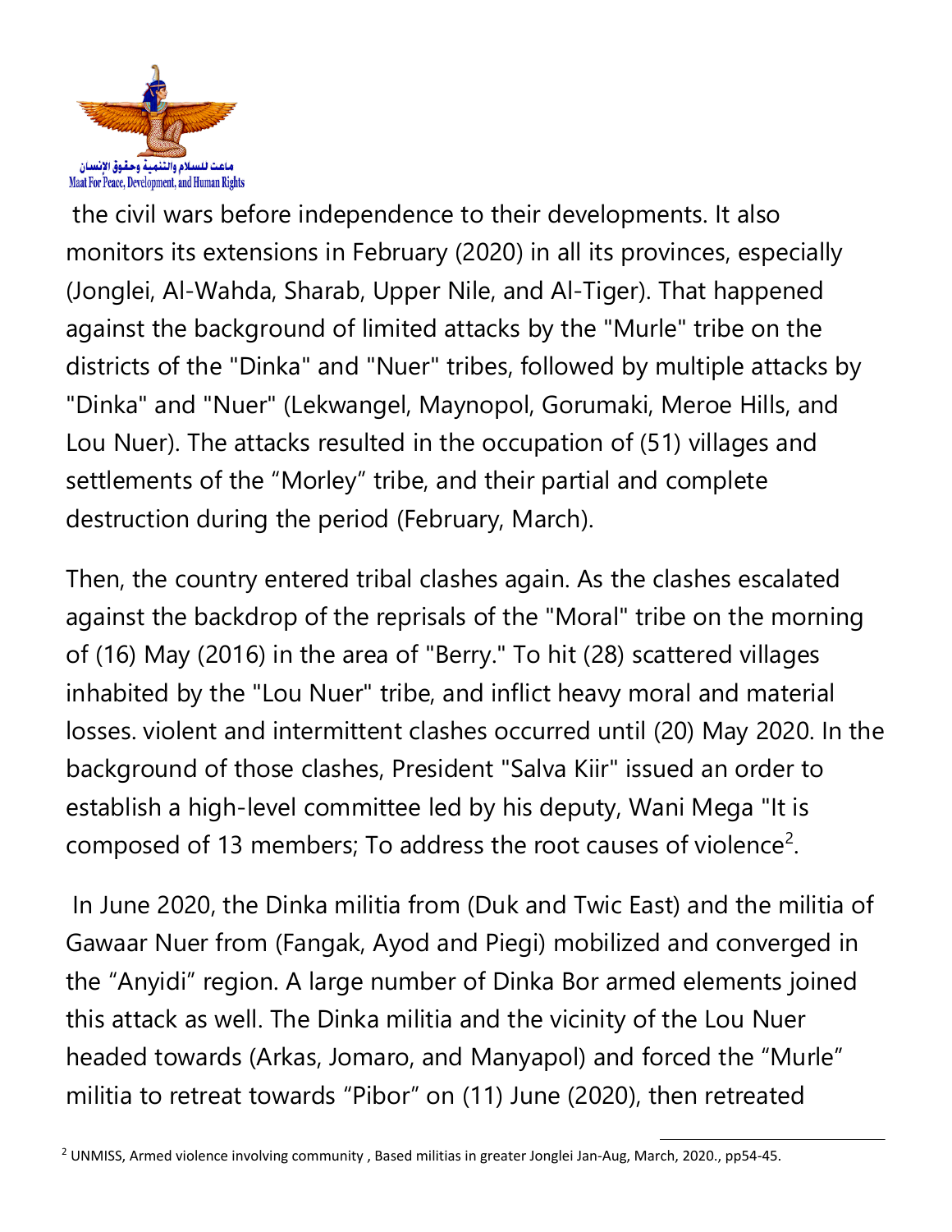the civil wars before independence to their developments. It also monitors its extensions in February (2020) in all its provinces, especially (Jonglei, Al-Wahda, Sharab, Upper Nile, and Al-Tiger). That happened against the background of limited attacks by the "Murle" tribe on the districts of the "Dinka" and "Nuer" tribes, followed by multiple attacks by "Dinka" and "Nuer" (Lekwangel, Maynopol, Gorumaki, Meroe Hills, and Lou Nuer). The attacks resulted in the occupation of (51) villages and settlements of the “Morley” tribe, and their partial and complete destruction during the period (February, March).

Then, the country entered tribal clashes again. As the clashes escalated against the backdrop of the reprisals of the "Moral" tribe on the morning of (16) May (2016) in the area of "Berry." To hit (28) scattered villages inhabited by the "Lou Nuer" tribe, and inflict heavy moral and material losses. violent and intermittent clashes occurred until (20) May 2020. In the background of those clashes, President "Salva Kiir" issued an order to establish a high-level committee led by his deputy, Wani Mega "It is composed of 13 members; To address the root causes of violence[2].

In June 2020, the Dinka militia from (Duk and Twic East) and the militia of Gawaar Nuer from (Fangak, Ayod and Piegi) mobilized and converged in the “Anyidi” region. A large number of Dinka Bor armed elements joined this attack as well. The Dinka militia and the vicinity of the Lou Nuer headed towards (Arkas, Jomaro, and Manyapol) and forced the “Murle” militia to retreat towards “Pibor” on (11) June (2020), then retreated

[2] UNMISS, Armed violence involving community , Based militias in greater Jonglei Jan-Aug, March, 2020., pp54-45.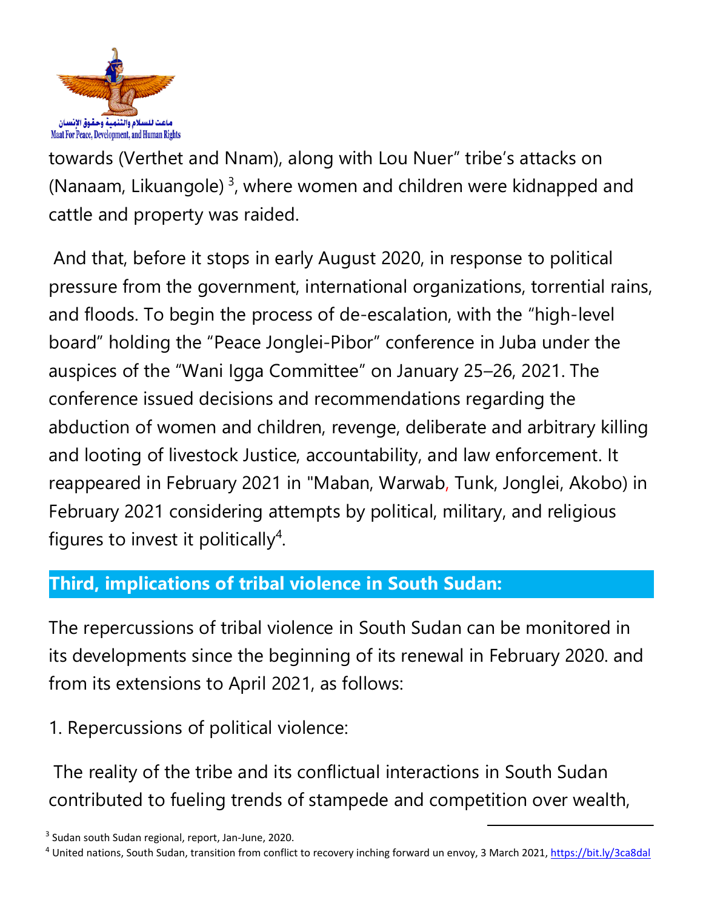towards (Verthet and Nnam), along with Lou Nuer" tribe's attacks on (Nanaam, Likuangole) [3], where women and children were kidnapped and cattle and property was raided.

And that, before it stops in early August 2020, in response to political pressure from the government, international organizations, torrential rains, and floods. To begin the process of de-escalation, with the "high-level board" holding the "Peace Jonglei-Pibor" conference in Juba under the auspices of the "Wani Igga Committee" on January 25–26, 2021. The conference issued decisions and recommendations regarding the abduction of women and children, revenge, deliberate and arbitrary killing and looting of livestock Justice, accountability, and law enforcement. It reappeared in February 2021 in "Maban, Warwab, Tunk, Jonglei, Akobo) in February 2021 considering attempts by political, military, and religious figures to invest it politically[4].

## Third, implications of tribal violence in South Sudan:

The repercussions of tribal violence in South Sudan can be monitored in its developments since the beginning of its renewal in February 2020. and from its extensions to April 2021, as follows:

1. Repercussions of political violence:

The reality of the tribe and its conflictual interactions in South Sudan contributed to fueling trends of stampede and competition over wealth,

---

[3] Sudan south Sudan regional, report, Jan-June, 2020.

[4] United nations, South Sudan, transition from conflict to recovery inching forward un envoy, 3 March 2021, https://bit.ly/3ca8dal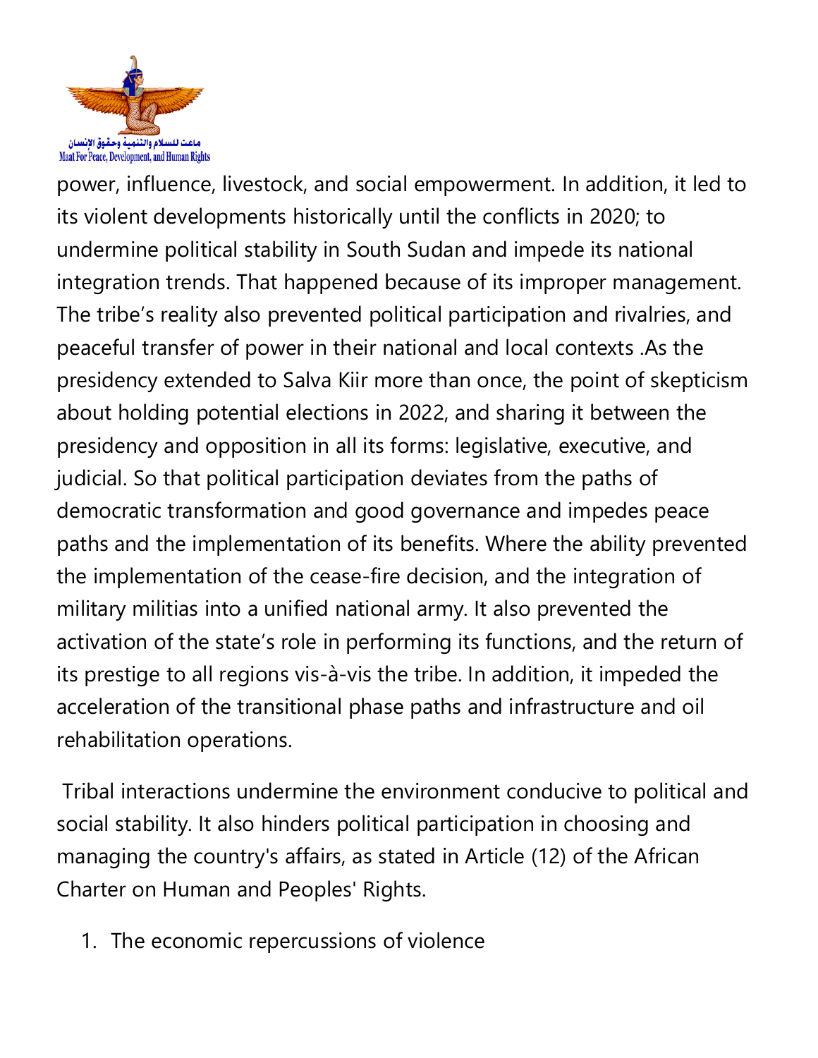power, influence, livestock, and social empowerment. In addition, it led to its violent developments historically until the conflicts in 2020; to undermine political stability in South Sudan and impede its national integration trends. That happened because of its improper management. The tribe's reality also prevented political participation and rivalries, and peaceful transfer of power in their national and local contexts .As the presidency extended to Salva Kiir more than once, the point of skepticism about holding potential elections in 2022, and sharing it between the presidency and opposition in all its forms: legislative, executive, and judicial. So that political participation deviates from the paths of democratic transformation and good governance and impedes peace paths and the implementation of its benefits. Where the ability prevented the implementation of the cease-fire decision, and the integration of military militias into a unified national army. It also prevented the activation of the state's role in performing its functions, and the return of its prestige to all regions vis-à-vis the tribe. In addition, it impeded the acceleration of the transitional phase paths and infrastructure and oil rehabilitation operations.

Tribal interactions undermine the environment conducive to political and social stability. It also hinders political participation in choosing and managing the country's affairs, as stated in Article (12) of the African Charter on Human and Peoples' Rights.

1. The economic repercussions of violence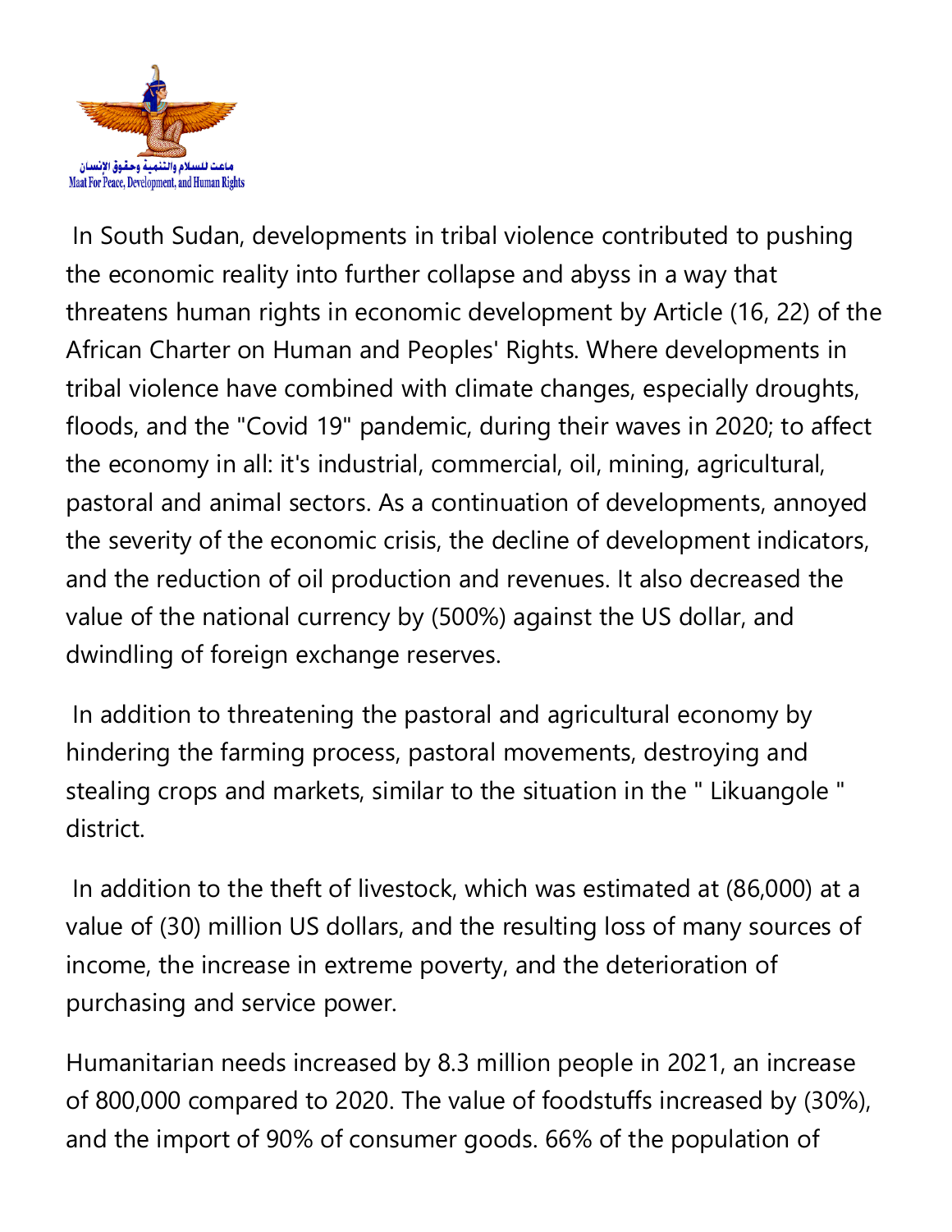In South Sudan, developments in tribal violence contributed to pushing the economic reality into further collapse and abyss in a way that threatens human rights in economic development by Article (16, 22) of the African Charter on Human and Peoples' Rights. Where developments in tribal violence have combined with climate changes, especially droughts, floods, and the "Covid 19" pandemic, during their waves in 2020; to affect the economy in all: it's industrial, commercial, oil, mining, agricultural, pastoral and animal sectors. As a continuation of developments, annoyed the severity of the economic crisis, the decline of development indicators, and the reduction of oil production and revenues. It also decreased the value of the national currency by (500%) against the US dollar, and dwindling of foreign exchange reserves.

In addition to threatening the pastoral and agricultural economy by hindering the farming process, pastoral movements, destroying and stealing crops and markets, similar to the situation in the " Likuangole " district.

In addition to the theft of livestock, which was estimated at (86,000) at a value of (30) million US dollars, and the resulting loss of many sources of income, the increase in extreme poverty, and the deterioration of purchasing and service power.

Humanitarian needs increased by 8.3 million people in 2021, an increase of 800,000 compared to 2020. The value of foodstuffs increased by (30%), and the import of 90% of consumer goods. 66% of the population of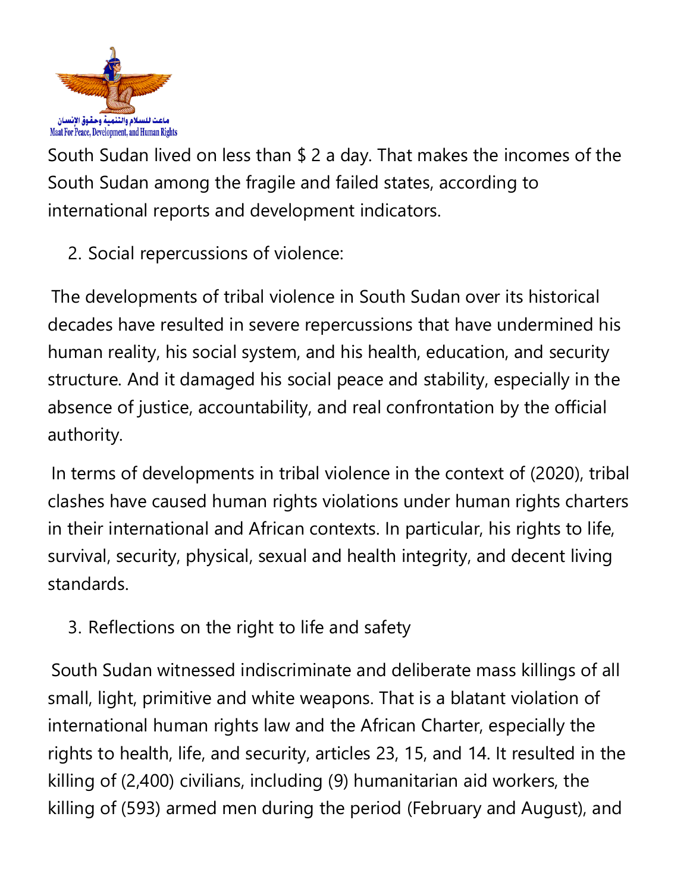South Sudan lived on less than $ 2 a day. That makes the incomes of the South Sudan among the fragile and failed states, according to international reports and development indicators.

2. Social repercussions of violence:

The developments of tribal violence in South Sudan over its historical decades have resulted in severe repercussions that have undermined his human reality, his social system, and his health, education, and security structure. And it damaged his social peace and stability, especially in the absence of justice, accountability, and real confrontation by the official authority.

In terms of developments in tribal violence in the context of (2020), tribal clashes have caused human rights violations under human rights charters in their international and African contexts. In particular, his rights to life, survival, security, physical, sexual and health integrity, and decent living standards.

3. Reflections on the right to life and safety

South Sudan witnessed indiscriminate and deliberate mass killings of all small, light, primitive and white weapons. That is a blatant violation of international human rights law and the African Charter, especially the rights to health, life, and security, articles 23, 15, and 14. It resulted in the killing of (2,400) civilians, including (9) humanitarian aid workers, the killing of (593) armed men during the period (February and August), and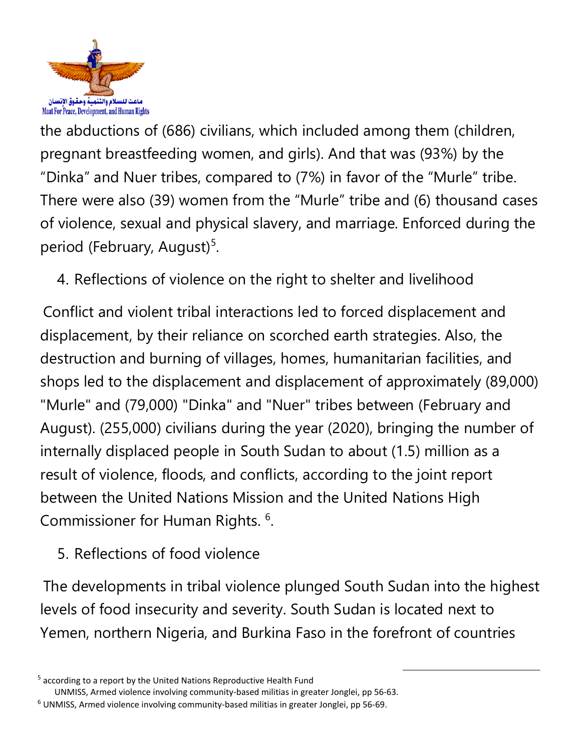the abductions of (686) civilians, which included among them (children, pregnant breastfeeding women, and girls). And that was (93%) by the "Dinka" and Nuer tribes, compared to (7%) in favor of the "Murle" tribe. There were also (39) women from the "Murle" tribe and (6) thousand cases of violence, sexual and physical slavery, and marriage. Enforced during the period (February, August)[5].

4. Reflections of violence on the right to shelter and livelihood

Conflict and violent tribal interactions led to forced displacement and displacement, by their reliance on scorched earth strategies. Also, the destruction and burning of villages, homes, humanitarian facilities, and shops led to the displacement and displacement of approximately (89,000) "Murle" and (79,000) "Dinka" and "Nuer" tribes between (February and August). (255,000) civilians during the year (2020), bringing the number of internally displaced people in South Sudan to about (1.5) million as a result of violence, floods, and conflicts, according to the joint report between the United Nations Mission and the United Nations High Commissioner for Human Rights. [6].

5. Reflections of food violence

The developments in tribal violence plunged South Sudan into the highest levels of food insecurity and severity. South Sudan is located next to Yemen, northern Nigeria, and Burkina Faso in the forefront of countries

---

[5] according to a report by the United Nations Reproductive Health Fund
UNMISS, Armed violence involving community-based militias in greater Jonglei, pp 56-63.

[6] UNMISS, Armed violence involving community-based militias in greater Jonglei, pp 56-69.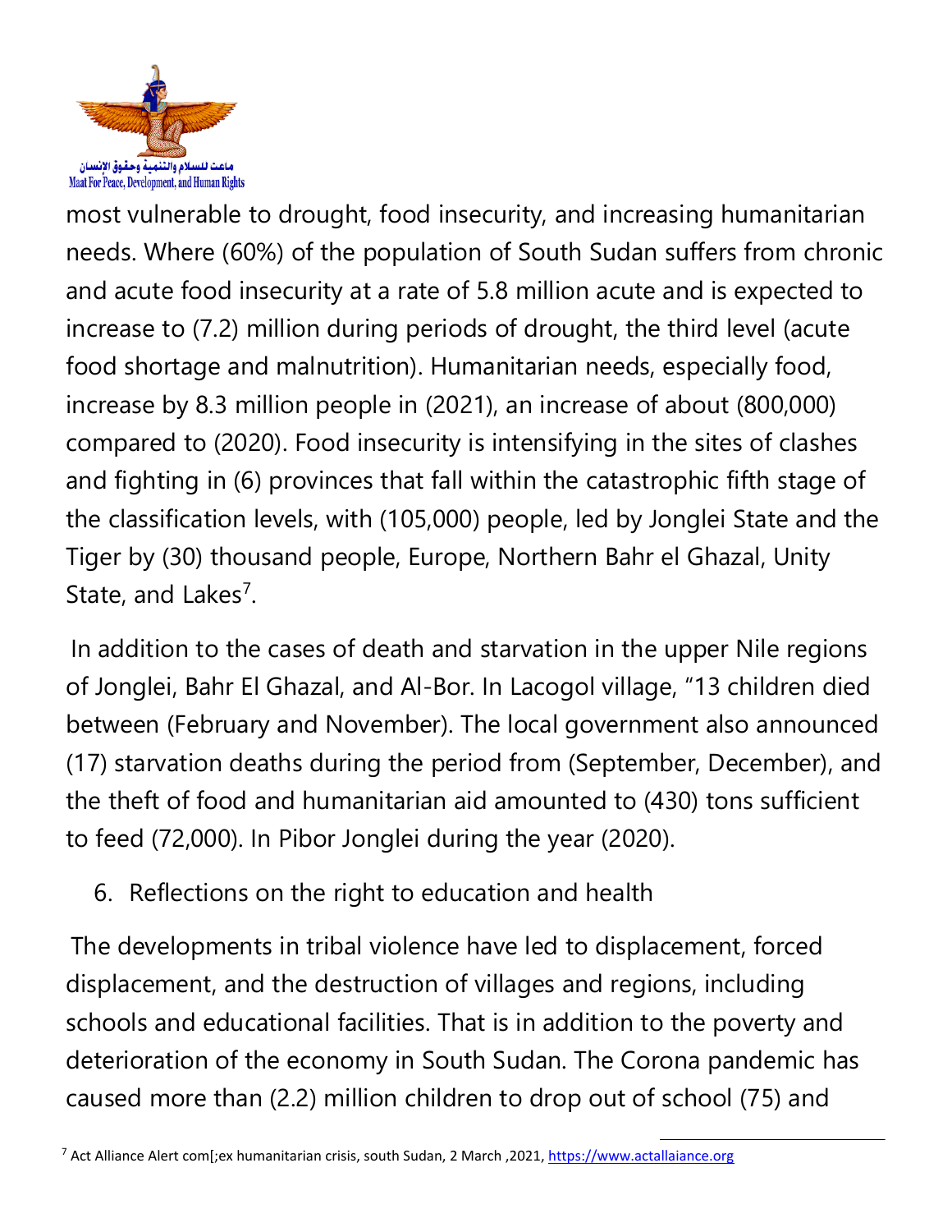most vulnerable to drought, food insecurity, and increasing humanitarian needs. Where (60%) of the population of South Sudan suffers from chronic and acute food insecurity at a rate of 5.8 million acute and is expected to increase to (7.2) million during periods of drought, the third level (acute food shortage and malnutrition). Humanitarian needs, especially food, increase by 8.3 million people in (2021), an increase of about (800,000) compared to (2020). Food insecurity is intensifying in the sites of clashes and fighting in (6) provinces that fall within the catastrophic fifth stage of the classification levels, with (105,000) people, led by Jonglei State and the Tiger by (30) thousand people, Europe, Northern Bahr el Ghazal, Unity State, and Lakes[7].

In addition to the cases of death and starvation in the upper Nile regions of Jonglei, Bahr El Ghazal, and Al-Bor. In Lacogol village, "13 children died between (February and November). The local government also announced (17) starvation deaths during the period from (September, December), and the theft of food and humanitarian aid amounted to (430) tons sufficient to feed (72,000). In Pibor Jonglei during the year (2020).

6. Reflections on the right to education and health

The developments in tribal violence have led to displacement, forced displacement, and the destruction of villages and regions, including schools and educational facilities. That is in addition to the poverty and deterioration of the economy in South Sudan. The Corona pandemic has caused more than (2.2) million children to drop out of school (75) and

[7] Act Alliance Alert com[;ex humanitarian crisis, south Sudan, 2 March ,2021, https://www.actallaiance.org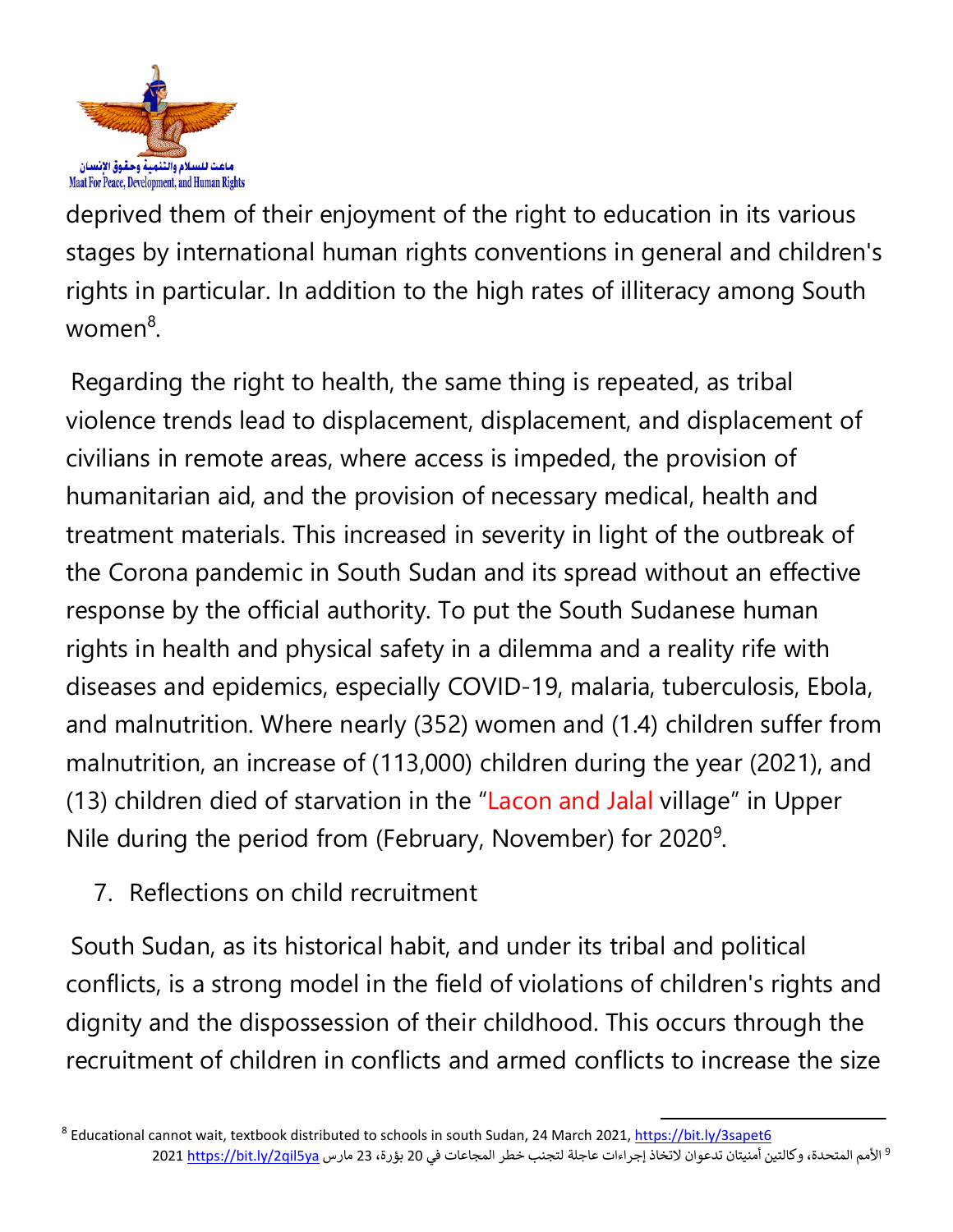deprived them of their enjoyment of the right to education in its various stages by international human rights conventions in general and children's rights in particular. In addition to the high rates of illiteracy among South women[8].

Regarding the right to health, the same thing is repeated, as tribal violence trends lead to displacement, displacement, and displacement of civilians in remote areas, where access is impeded, the provision of humanitarian aid, and the provision of necessary medical, health and treatment materials. This increased in severity in light of the outbreak of the Corona pandemic in South Sudan and its spread without an effective response by the official authority. To put the South Sudanese human rights in health and physical safety in a dilemma and a reality rife with diseases and epidemics, especially COVID-19, malaria, tuberculosis, Ebola, and malnutrition. Where nearly (352) women and (1.4) children suffer from malnutrition, an increase of (113,000) children during the year (2021), and (13) children died of starvation in the "Lacon and Jalal village" in Upper Nile during the period from (February, November) for 2020[9].

7. Reflections on child recruitment

South Sudan, as its historical habit, and under its tribal and political conflicts, is a strong model in the field of violations of children's rights and dignity and the dispossession of their childhood. This occurs through the recruitment of children in conflicts and armed conflicts to increase the size

---

[8] Educational cannot wait, textbook distributed to schools in south Sudan, 24 March 2021, https://bit.ly/3sapet6

[9] الأمم المتحدة، وكالتين أمميتان تدعوان لاتخاذ إجراءات عاجلة لتجنب خطر المجاعات في 20 بؤرة، 23 مارس https://bit.ly/2qil5ya 2021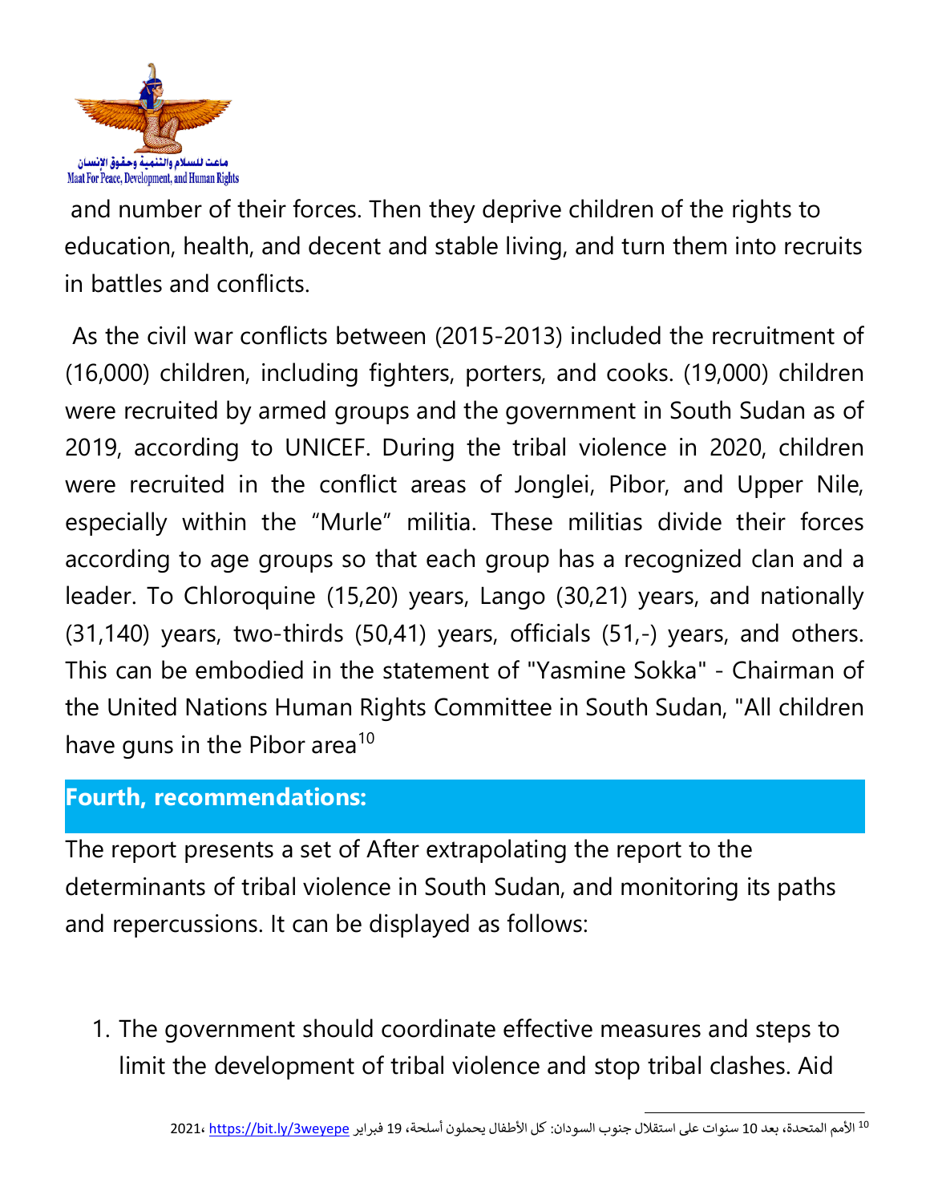and number of their forces. Then they deprive children of the rights to education, health, and decent and stable living, and turn them into recruits in battles and conflicts.

As the civil war conflicts between (2015-2013) included the recruitment of (16,000) children, including fighters, porters, and cooks. (19,000) children were recruited by armed groups and the government in South Sudan as of 2019, according to UNICEF. During the tribal violence in 2020, children were recruited in the conflict areas of Jonglei, Pibor, and Upper Nile, especially within the "Murle" militia. These militias divide their forces according to age groups so that each group has a recognized clan and a leader. To Chloroquine (15,20) years, Lango (30,21) years, and nationally (31,140) years, two-thirds (50,41) years, officials (51,-) years, and others. This can be embodied in the statement of "Yasmine Sokka" - Chairman of the United Nations Human Rights Committee in South Sudan, "All children have guns in the Pibor area[10]

## Fourth, recommendations:

The report presents a set of After extrapolating the report to the determinants of tribal violence in South Sudan, and monitoring its paths and repercussions. It can be displayed as follows:

1. The government should coordinate effective measures and steps to limit the development of tribal violence and stop tribal clashes. Aid

---

[10] الأمم المتحدة، بعد 10 سنوات على استقلال جنوب السودان: كل الأطفال يحملون أسلحة، 19 فبراير https://bit.ly/3weyepe ،2021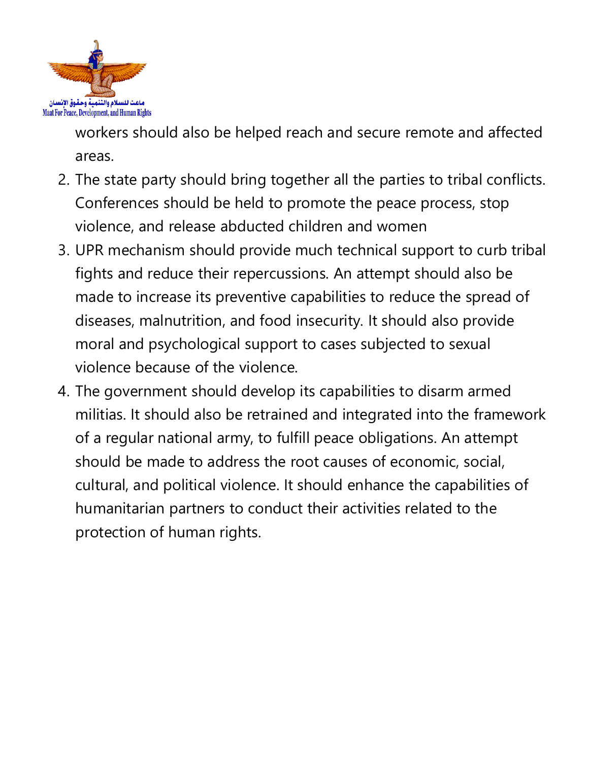workers should also be helped reach and secure remote and affected areas.

2. The state party should bring together all the parties to tribal conflicts. Conferences should be held to promote the peace process, stop violence, and release abducted children and women
3. UPR mechanism should provide much technical support to curb tribal fights and reduce their repercussions. An attempt should also be made to increase its preventive capabilities to reduce the spread of diseases, malnutrition, and food insecurity. It should also provide moral and psychological support to cases subjected to sexual violence because of the violence.
4. The government should develop its capabilities to disarm armed militias. It should also be retrained and integrated into the framework of a regular national army, to fulfill peace obligations. An attempt should be made to address the root causes of economic, social, cultural, and political violence. It should enhance the capabilities of humanitarian partners to conduct their activities related to the protection of human rights.